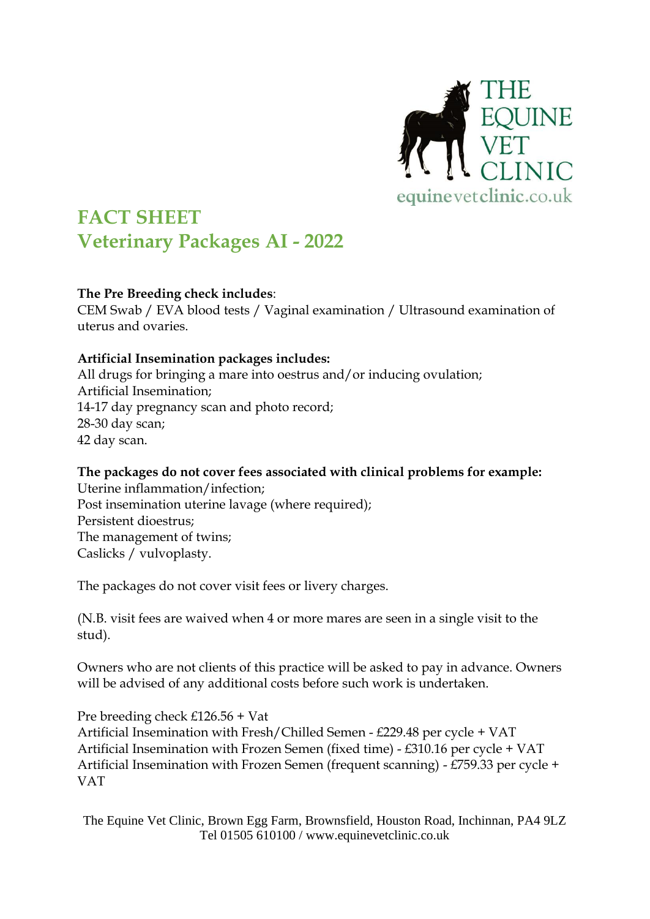THE EQUINE VET CLINIC
equinevetclinic.co.uk

# FACT SHEET
# Veterinary Packages AI - 2022

**The Pre Breeding check includes**:
CEM Swab / EVA blood tests / Vaginal examination / Ultrasound examination of uterus and ovaries.

**Artificial Insemination packages includes:**
All drugs for bringing a mare into oestrus and/or inducing ovulation;
Artificial Insemination;
14-17 day pregnancy scan and photo record;
28-30 day scan;
42 day scan.

**The packages do not cover fees associated with clinical problems for example:**
Uterine inflammation/infection;
Post insemination uterine lavage (where required);
Persistent dioestrus;
The management of twins;
Caslicks / vulvoplasty.

The packages do not cover visit fees or livery charges.

(N.B. visit fees are waived when 4 or more mares are seen in a single visit to the stud).

Owners who are not clients of this practice will be asked to pay in advance. Owners will be advised of any additional costs before such work is undertaken.

Pre breeding check £126.56 + Vat
Artificial Insemination with Fresh/Chilled Semen - £229.48 per cycle + VAT
Artificial Insemination with Frozen Semen (fixed time) - £310.16 per cycle + VAT
Artificial Insemination with Frozen Semen (frequent scanning) - £759.33 per cycle + VAT

The Equine Vet Clinic, Brown Egg Farm, Brownsfield, Houston Road, Inchinnan, PA4 9LZ
Tel 01505 610100 / www.equinevetclinic.co.uk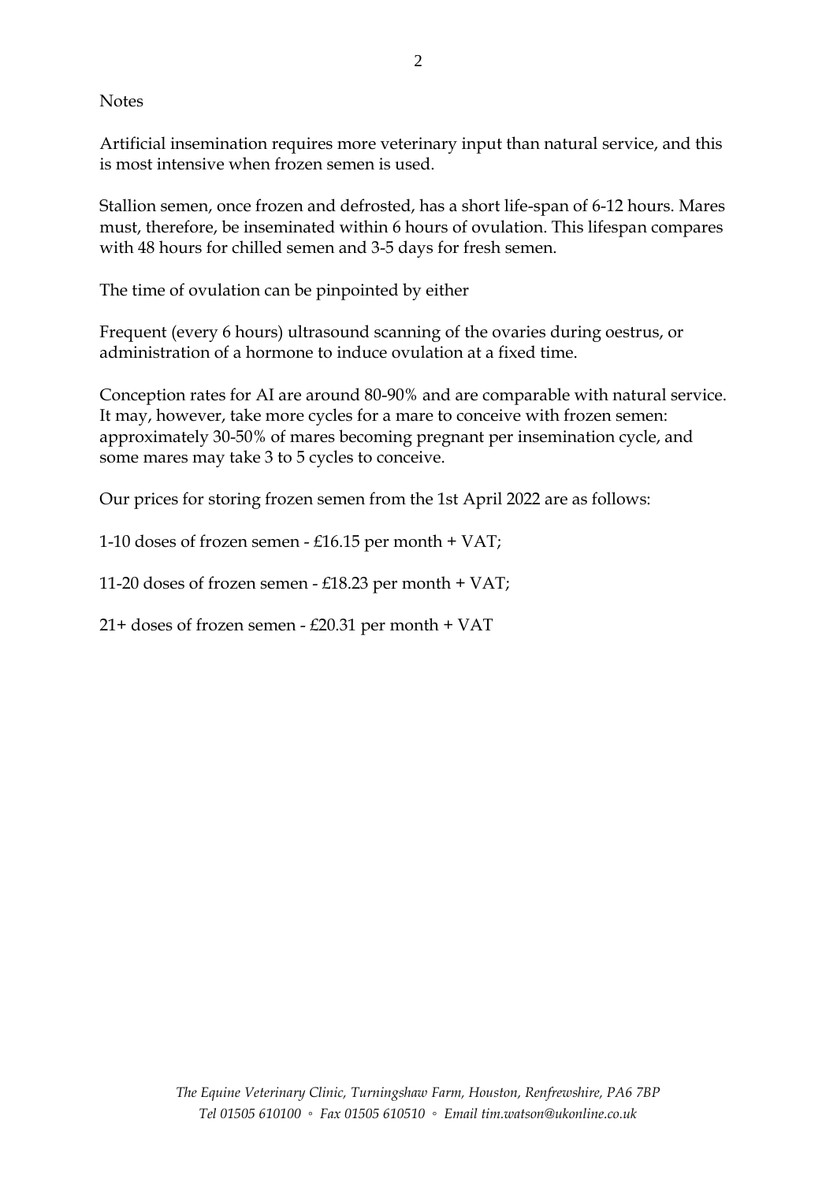Notes

Artificial insemination requires more veterinary input than natural service, and this is most intensive when frozen semen is used.

Stallion semen, once frozen and defrosted, has a short life-span of 6-12 hours. Mares must, therefore, be inseminated within 6 hours of ovulation. This lifespan compares with 48 hours for chilled semen and 3-5 days for fresh semen.

The time of ovulation can be pinpointed by either

Frequent (every 6 hours) ultrasound scanning of the ovaries during oestrus, or administration of a hormone to induce ovulation at a fixed time.

Conception rates for AI are around 80-90% and are comparable with natural service. It may, however, take more cycles for a mare to conceive with frozen semen: approximately 30-50% of mares becoming pregnant per insemination cycle, and some mares may take 3 to 5 cycles to conceive.

Our prices for storing frozen semen from the 1st April 2022 are as follows:

1-10 doses of frozen semen - £16.15 per month + VAT;

11-20 doses of frozen semen - £18.23 per month + VAT;

21+ doses of frozen semen - £20.31 per month + VAT

*The Equine Veterinary Clinic, Turningshaw Farm, Houston, Renfrewshire, PA6 7BP*
*Tel 01505 610100 ◦ Fax 01505 610510 ◦ Email tim.watson@ukonline.co.uk*